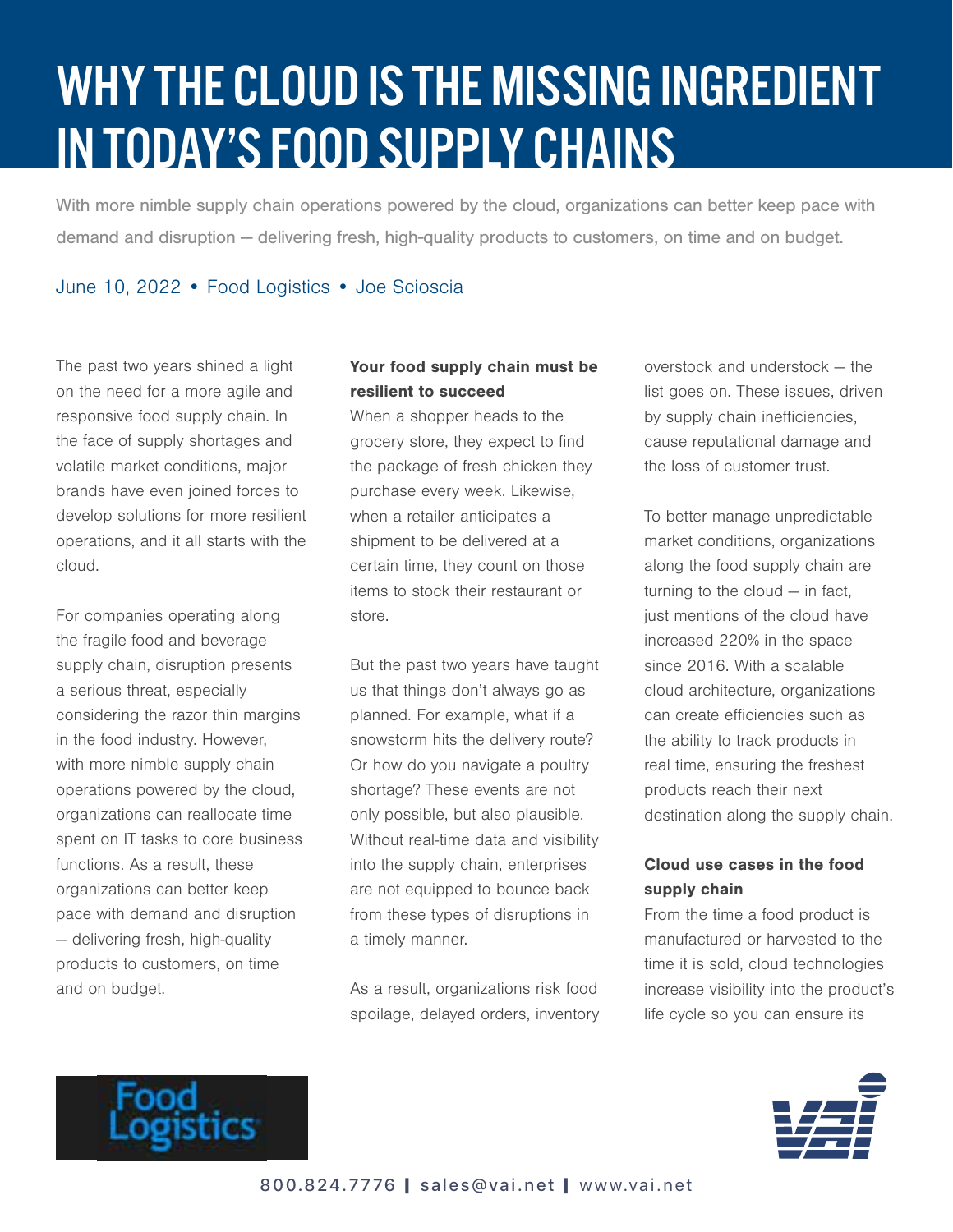# WHY THE CLOUD IS THE MISSING INGREDIENT IN TODAY'S FOOD SUPPLY CHAINS

With more nimble supply chain operations powered by the cloud, organizations can better keep pace with demand and disruption — delivering fresh, high-quality products to customers, on time and on budget.

June 10, 2022 • Food Logistics • Joe Scioscia

The past two years shined a light on the need for a more agile and responsive food supply chain. In the face of supply shortages and volatile market conditions, major brands have even joined forces to develop solutions for more resilient operations, and it all starts with the cloud.

For companies operating along the fragile food and beverage supply chain, disruption presents a serious threat, especially considering the razor thin margins in the food industry. However, with more nimble supply chain operations powered by the cloud, organizations can reallocate time spent on IT tasks to core business functions. As a result, these organizations can better keep pace with demand and disruption — delivering fresh, high-quality products to customers, on time and on budget.

**Your food supply chain must be resilient to succeed**

When a shopper heads to the grocery store, they expect to find the package of fresh chicken they purchase every week. Likewise, when a retailer anticipates a shipment to be delivered at a certain time, they count on those items to stock their restaurant or store.

But the past two years have taught us that things don't always go as planned. For example, what if a snowstorm hits the delivery route? Or how do you navigate a poultry shortage? These events are not only possible, but also plausible. Without real-time data and visibility into the supply chain, enterprises are not equipped to bounce back from these types of disruptions in a timely manner.

As a result, organizations risk food spoilage, delayed orders, inventory overstock and understock — the list goes on. These issues, driven by supply chain inefficiencies, cause reputational damage and the loss of customer trust.

To better manage unpredictable market conditions, organizations along the food supply chain are turning to the cloud — in fact, just mentions of the cloud have increased 220% in the space since 2016. With a scalable cloud architecture, organizations can create efficiencies such as the ability to track products in real time, ensuring the freshest products reach their next destination along the supply chain.

**Cloud use cases in the food supply chain**

From the time a food product is manufactured or harvested to the time it is sold, cloud technologies increase visibility into the product's life cycle so you can ensure its

800.824.7776 | sales@vai.net | www.vai.net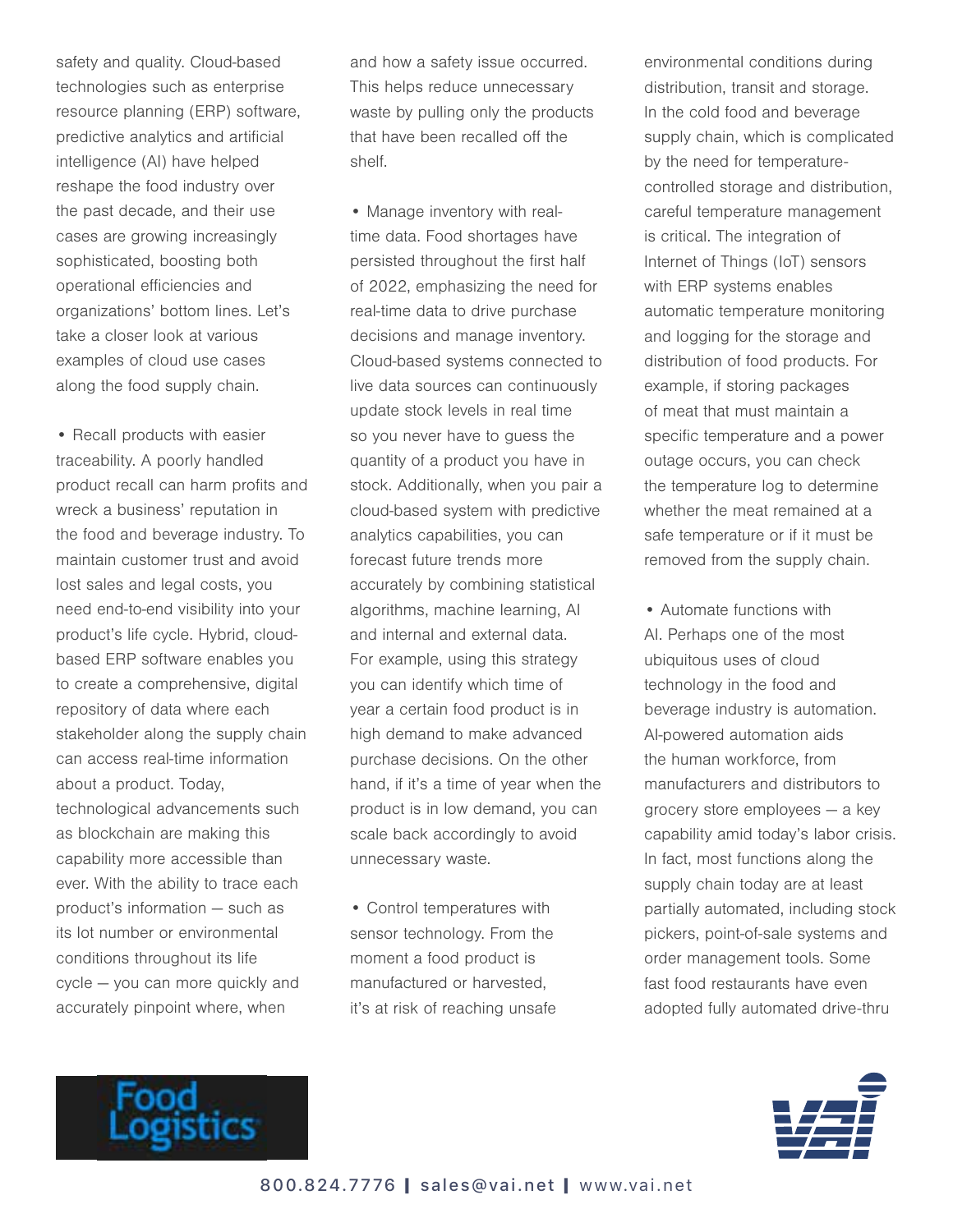safety and quality. Cloud-based technologies such as enterprise resource planning (ERP) software, predictive analytics and artificial intelligence (AI) have helped reshape the food industry over the past decade, and their use cases are growing increasingly sophisticated, boosting both operational efficiencies and organizations' bottom lines. Let's take a closer look at various examples of cloud use cases along the food supply chain.

- Recall products with easier traceability. A poorly handled product recall can harm profits and wreck a business' reputation in the food and beverage industry. To maintain customer trust and avoid lost sales and legal costs, you need end-to-end visibility into your product's life cycle. Hybrid, cloud-based ERP software enables you to create a comprehensive, digital repository of data where each stakeholder along the supply chain can access real-time information about a product. Today, technological advancements such as blockchain are making this capability more accessible than ever. With the ability to trace each product's information — such as its lot number or environmental conditions throughout its life cycle — you can more quickly and accurately pinpoint where, when and how a safety issue occurred. This helps reduce unnecessary waste by pulling only the products that have been recalled off the shelf.

- Manage inventory with real-time data. Food shortages have persisted throughout the first half of 2022, emphasizing the need for real-time data to drive purchase decisions and manage inventory. Cloud-based systems connected to live data sources can continuously update stock levels in real time so you never have to guess the quantity of a product you have in stock. Additionally, when you pair a cloud-based system with predictive analytics capabilities, you can forecast future trends more accurately by combining statistical algorithms, machine learning, AI and internal and external data. For example, using this strategy you can identify which time of year a certain food product is in high demand to make advanced purchase decisions. On the other hand, if it's a time of year when the product is in low demand, you can scale back accordingly to avoid unnecessary waste.

- Control temperatures with sensor technology. From the moment a food product is manufactured or harvested, it's at risk of reaching unsafe environmental conditions during distribution, transit and storage. In the cold food and beverage supply chain, which is complicated by the need for temperature-controlled storage and distribution, careful temperature management is critical. The integration of Internet of Things (IoT) sensors with ERP systems enables automatic temperature monitoring and logging for the storage and distribution of food products. For example, if storing packages of meat that must maintain a specific temperature and a power outage occurs, you can check the temperature log to determine whether the meat remained at a safe temperature or if it must be removed from the supply chain.

- Automate functions with AI. Perhaps one of the most ubiquitous uses of cloud technology in the food and beverage industry is automation. AI-powered automation aids the human workforce, from manufacturers and distributors to grocery store employees — a key capability amid today's labor crisis. In fact, most functions along the supply chain today are at least partially automated, including stock pickers, point-of-sale systems and order management tools. Some fast food restaurants have even adopted fully automated drive-thru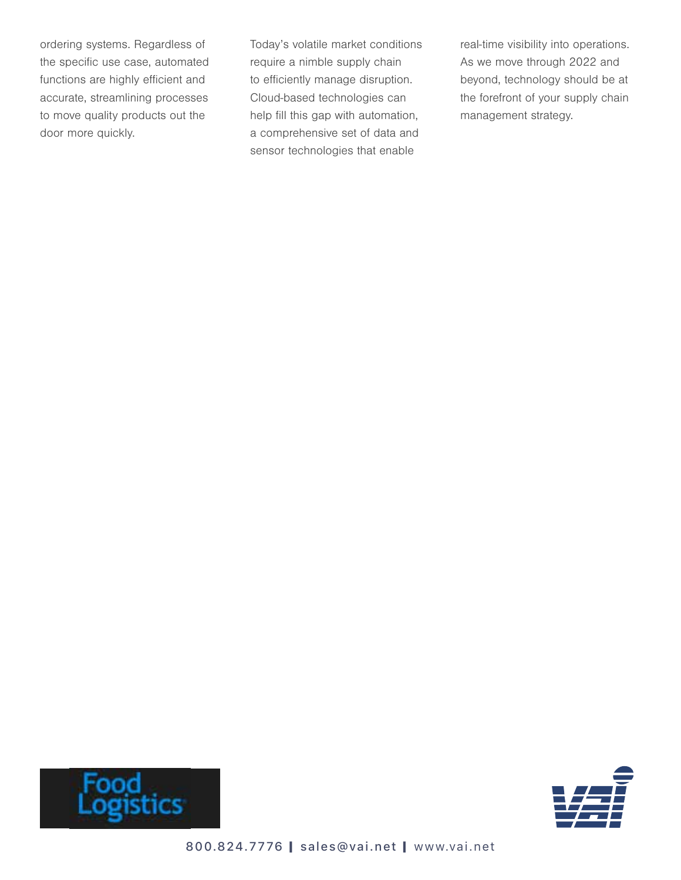ordering systems. Regardless of the specific use case, automated functions are highly efficient and accurate, streamlining processes to move quality products out the door more quickly.

Today's volatile market conditions require a nimble supply chain to efficiently manage disruption. Cloud-based technologies can help fill this gap with automation, a comprehensive set of data and sensor technologies that enable real-time visibility into operations. As we move through 2022 and beyond, technology should be at the forefront of your supply chain management strategy.

800.824.7776 | sales@vai.net | www.vai.net